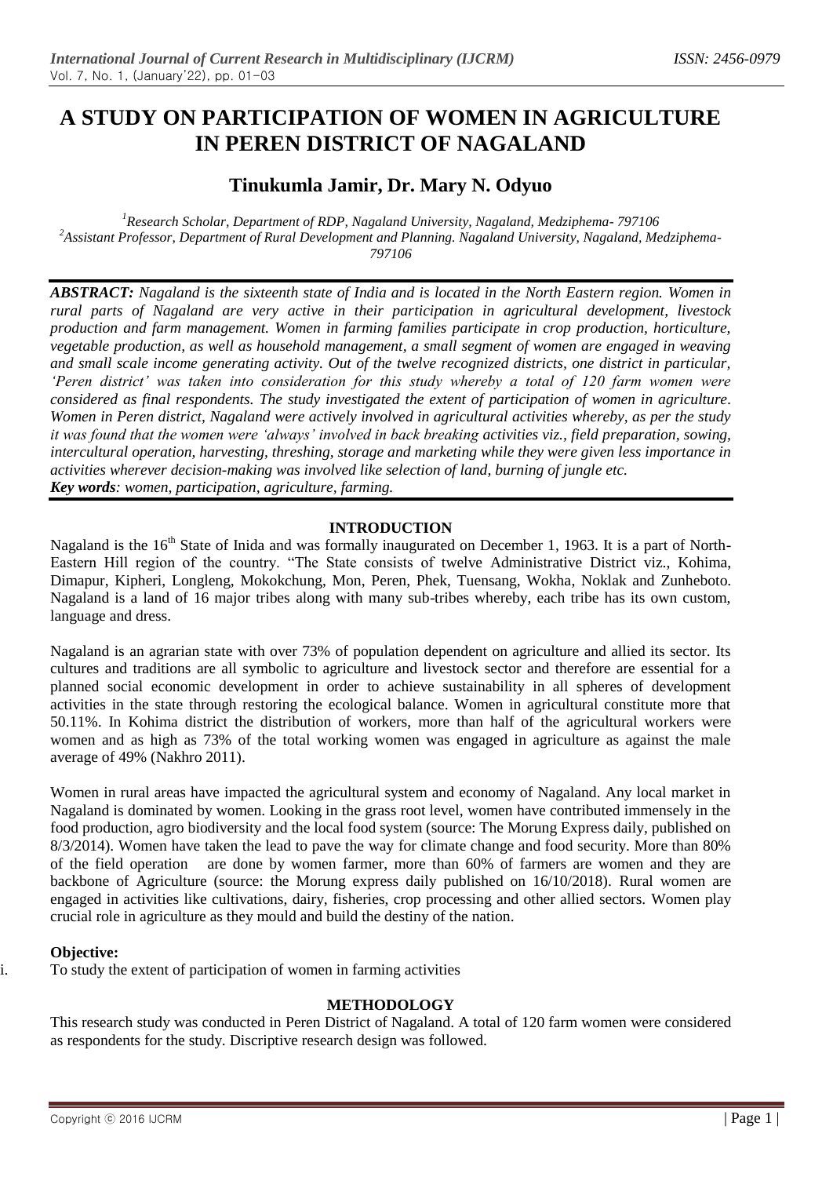# A STUDY ON PARTICIPATION OF WOMEN IN AGRICULTURE IN PEREN DISTRICT OF NAGALAND

## Tinukumla Jamir, Dr. Mary N. Odyuo

[1]Research Scholar, Department of RDP, Nagaland University, Nagaland, Medziphema- 797106
[2]Assistant Professor, Department of Rural Development and Planning. Nagaland University, Nagaland, Medziphema- 797106

***ABSTRACT:*** *Nagaland is the sixteenth state of India and is located in the North Eastern region. Women in rural parts of Nagaland are very active in their participation in agricultural development, livestock production and farm management. Women in farming families participate in crop production, horticulture, vegetable production, as well as household management, a small segment of women are engaged in weaving and small scale income generating activity. Out of the twelve recognized districts, one district in particular, 'Peren district' was taken into consideration for this study whereby a total of 120 farm women were considered as final respondents. The study investigated the extent of participation of women in agriculture. Women in Peren district, Nagaland were actively involved in agricultural activities whereby, as per the study it was found that the women were 'always' involved in back breaking activities viz., field preparation, sowing, intercultural operation, harvesting, threshing, storage and marketing while they were given less importance in activities wherever decision-making was involved like selection of land, burning of jungle etc.*

***Key words****: women, participation, agriculture, farming.*

## INTRODUCTION

Nagaland is the 16th State of Inida and was formally inaugurated on December 1, 1963. It is a part of North-Eastern Hill region of the country. "The State consists of twelve Administrative District viz., Kohima, Dimapur, Kipheri, Longleng, Mokokchung, Mon, Peren, Phek, Tuensang, Wokha, Noklak and Zunheboto. Nagaland is a land of 16 major tribes along with many sub-tribes whereby, each tribe has its own custom, language and dress.

Nagaland is an agrarian state with over 73% of population dependent on agriculture and allied its sector. Its cultures and traditions are all symbolic to agriculture and livestock sector and therefore are essential for a planned social economic development in order to achieve sustainability in all spheres of development activities in the state through restoring the ecological balance. Women in agricultural constitute more that 50.11%. In Kohima district the distribution of workers, more than half of the agricultural workers were women and as high as 73% of the total working women was engaged in agriculture as against the male average of 49% (Nakhro 2011).

Women in rural areas have impacted the agricultural system and economy of Nagaland. Any local market in Nagaland is dominated by women. Looking in the grass root level, women have contributed immensely in the food production, agro biodiversity and the local food system (source: The Morung Express daily, published on 8/3/2014). Women have taken the lead to pave the way for climate change and food security. More than 80% of the field operation are done by women farmer, more than 60% of farmers are women and they are backbone of Agriculture (source: the Morung express daily published on 16/10/2018). Rural women are engaged in activities like cultivations, dairy, fisheries, crop processing and other allied sectors. Women play crucial role in agriculture as they mould and build the destiny of the nation.

**Objective:**

i. To study the extent of participation of women in farming activities

## METHODOLOGY

This research study was conducted in Peren District of Nagaland. A total of 120 farm women were considered as respondents for the study. Discriptive research design was followed.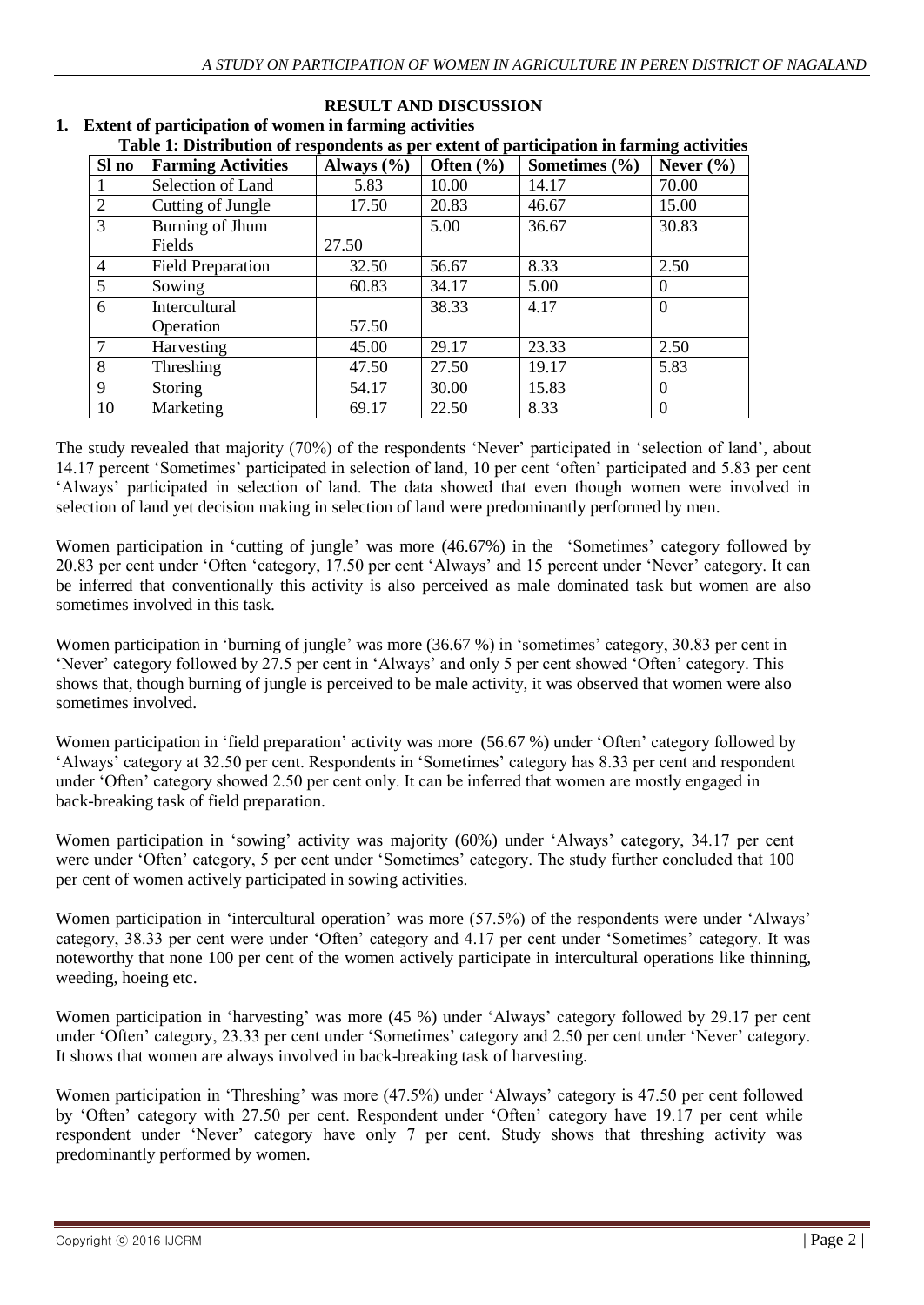## RESULT AND DISCUSSION

### 1. Extent of participation of women in farming activities

**Table 1: Distribution of respondents as per extent of participation in farming activities**

| Sl no | Farming Activities | Always (%) | Often (%) | Sometimes (%) | Never (%) |
|---|---|---|---|---|---|
| 1 | Selection of Land | 5.83 | 10.00 | 14.17 | 70.00 |
| 2 | Cutting of Jungle | 17.50 | 20.83 | 46.67 | 15.00 |
| 3 | Burning of Jhum Fields | 27.50 | 5.00 | 36.67 | 30.83 |
| 4 | Field Preparation | 32.50 | 56.67 | 8.33 | 2.50 |
| 5 | Sowing | 60.83 | 34.17 | 5.00 | 0 |
| 6 | Intercultural Operation | 57.50 | 38.33 | 4.17 | 0 |
| 7 | Harvesting | 45.00 | 29.17 | 23.33 | 2.50 |
| 8 | Threshing | 47.50 | 27.50 | 19.17 | 5.83 |
| 9 | Storing | 54.17 | 30.00 | 15.83 | 0 |
| 10 | Marketing | 69.17 | 22.50 | 8.33 | 0 |

The study revealed that majority (70%) of the respondents 'Never' participated in 'selection of land', about 14.17 percent 'Sometimes' participated in selection of land, 10 per cent 'often' participated and 5.83 per cent 'Always' participated in selection of land. The data showed that even though women were involved in selection of land yet decision making in selection of land were predominantly performed by men.

Women participation in 'cutting of jungle' was more (46.67%) in the 'Sometimes' category followed by 20.83 per cent under 'Often 'category, 17.50 per cent 'Always' and 15 percent under 'Never' category. It can be inferred that conventionally this activity is also perceived as male dominated task but women are also sometimes involved in this task.

Women participation in 'burning of jungle' was more (36.67 %) in 'sometimes' category, 30.83 per cent in 'Never' category followed by 27.5 per cent in 'Always' and only 5 per cent showed 'Often' category. This shows that, though burning of jungle is perceived to be male activity, it was observed that women were also sometimes involved.

Women participation in 'field preparation' activity was more (56.67 %) under 'Often' category followed by 'Always' category at 32.50 per cent. Respondents in 'Sometimes' category has 8.33 per cent and respondent under 'Often' category showed 2.50 per cent only. It can be inferred that women are mostly engaged in back-breaking task of field preparation.

Women participation in 'sowing' activity was majority (60%) under 'Always' category, 34.17 per cent were under 'Often' category, 5 per cent under 'Sometimes' category. The study further concluded that 100 per cent of women actively participated in sowing activities.

Women participation in 'intercultural operation' was more (57.5%) of the respondents were under 'Always' category, 38.33 per cent were under 'Often' category and 4.17 per cent under 'Sometimes' category. It was noteworthy that none 100 per cent of the women actively participate in intercultural operations like thinning, weeding, hoeing etc.

Women participation in 'harvesting' was more (45 %) under 'Always' category followed by 29.17 per cent under 'Often' category, 23.33 per cent under 'Sometimes' category and 2.50 per cent under 'Never' category. It shows that women are always involved in back-breaking task of harvesting.

Women participation in 'Threshing' was more (47.5%) under 'Always' category is 47.50 per cent followed by 'Often' category with 27.50 per cent. Respondent under 'Often' category have 19.17 per cent while respondent under 'Never' category have only 7 per cent. Study shows that threshing activity was predominantly performed by women.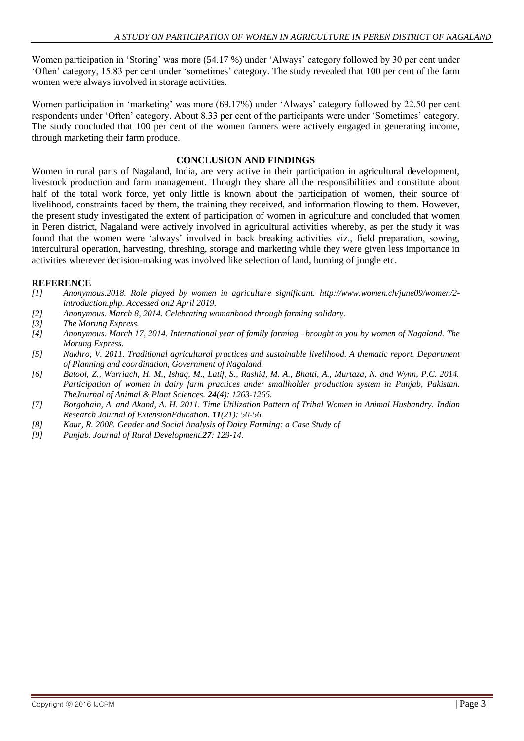Women participation in 'Storing' was more (54.17 %) under 'Always' category followed by 30 per cent under 'Often' category, 15.83 per cent under 'sometimes' category. The study revealed that 100 per cent of the farm women were always involved in storage activities.

Women participation in 'marketing' was more (69.17%) under 'Always' category followed by 22.50 per cent respondents under 'Often' category. About 8.33 per cent of the participants were under 'Sometimes' category. The study concluded that 100 per cent of the women farmers were actively engaged in generating income, through marketing their farm produce.

## CONCLUSION AND FINDINGS

Women in rural parts of Nagaland, India, are very active in their participation in agricultural development, livestock production and farm management. Though they share all the responsibilities and constitute about half of the total work force, yet only little is known about the participation of women, their source of livelihood, constraints faced by them, the training they received, and information flowing to them. However, the present study investigated the extent of participation of women in agriculture and concluded that women in Peren district, Nagaland were actively involved in agricultural activities whereby, as per the study it was found that the women were 'always' involved in back breaking activities viz., field preparation, sowing, intercultural operation, harvesting, threshing, storage and marketing while they were given less importance in activities wherever decision-making was involved like selection of land, burning of jungle etc.

## REFERENCE

- *[1] Anonymous.2018. Role played by women in agriculture significant. http://www.women.ch/june09/women/2-introduction.php. Accessed on2 April 2019.*
- *[2] Anonymous. March 8, 2014. Celebrating womanhood through farming solidary.*
- *[3] The Morung Express.*
- *[4] Anonymous. March 17, 2014. International year of family farming –brought to you by women of Nagaland. The Morung Express.*
- *[5] Nakhro, V. 2011. Traditional agricultural practices and sustainable livelihood. A thematic report. Department of Planning and coordination, Government of Nagaland.*
- *[6] Batool, Z., Warriach, H. M., Ishaq, M., Latif, S., Rashid, M. A., Bhatti, A., Murtaza, N. and Wynn, P.C. 2014. Participation of women in dairy farm practices under smallholder production system in Punjab, Pakistan. TheJournal of Animal & Plant Sciences.* ***24****(4): 1263-1265.*
- *[7] Borgohain, A. and Akand, A. H. 2011. Time Utilization Pattern of Tribal Women in Animal Husbandry. Indian Research Journal of ExtensionEducation.* ***11****(21): 50-56.*
- *[8] Kaur, R. 2008. Gender and Social Analysis of Dairy Farming: a Case Study of*
- *[9] Punjab. Journal of Rural Development.**27**: 129-14.*